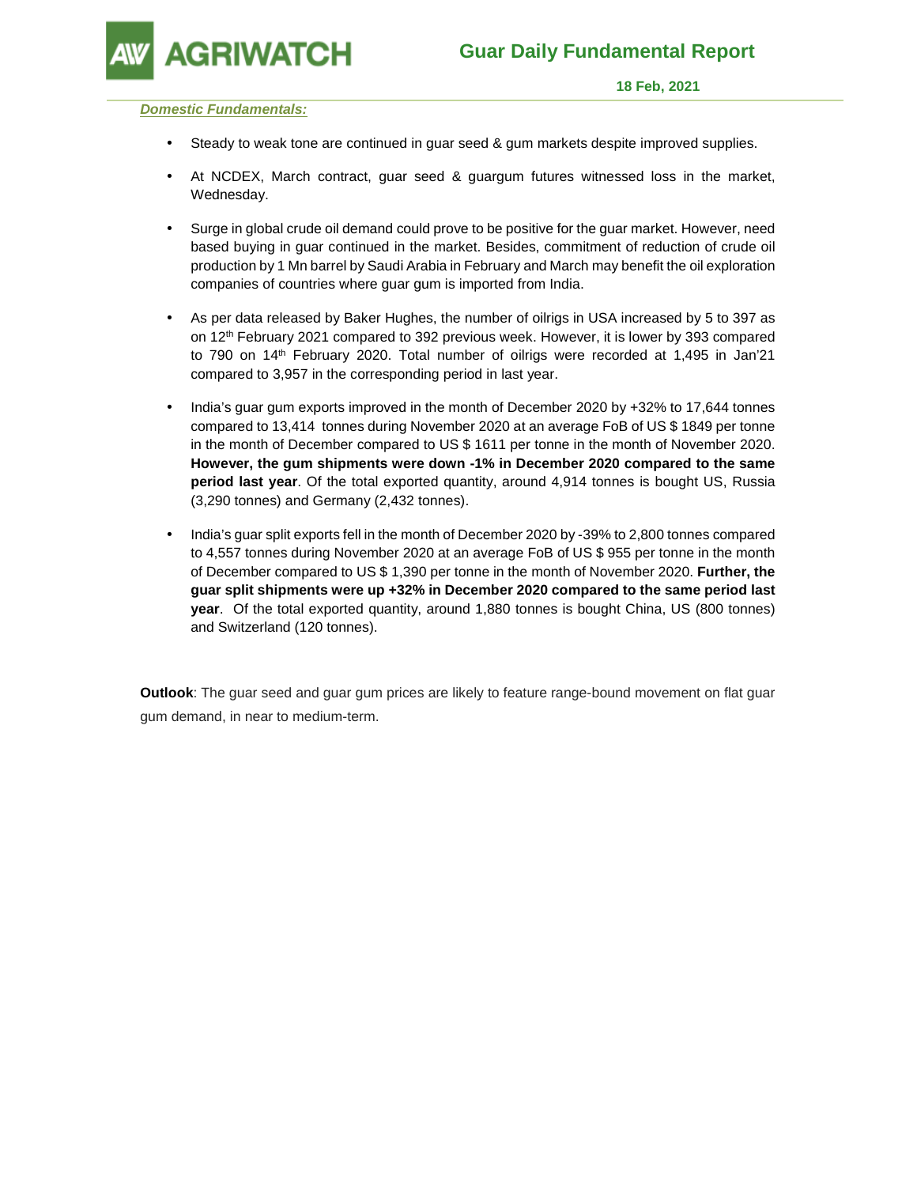# Guar Daily Fundamental Report

**18 Feb, 2021**

***Domestic Fundamentals:***

- Steady to weak tone are continued in guar seed & gum markets despite improved supplies.
- At NCDEX, March contract, guar seed & guargum futures witnessed loss in the market, Wednesday.
- Surge in global crude oil demand could prove to be positive for the guar market. However, need based buying in guar continued in the market. Besides, commitment of reduction of crude oil production by 1 Mn barrel by Saudi Arabia in February and March may benefit the oil exploration companies of countries where guar gum is imported from India.
- As per data released by Baker Hughes, the number of oilrigs in USA increased by 5 to 397 as on 12th February 2021 compared to 392 previous week. However, it is lower by 393 compared to 790 on 14th February 2020. Total number of oilrigs were recorded at 1,495 in Jan'21 compared to 3,957 in the corresponding period in last year.
- India's guar gum exports improved in the month of December 2020 by +32% to 17,644 tonnes compared to 13,414 tonnes during November 2020 at an average FoB of US $ 1849 per tonne in the month of December compared to US $ 1611 per tonne in the month of November 2020. **However, the gum shipments were down -1% in December 2020 compared to the same period last year**. Of the total exported quantity, around 4,914 tonnes is bought US, Russia (3,290 tonnes) and Germany (2,432 tonnes).
- India's guar split exports fell in the month of December 2020 by -39% to 2,800 tonnes compared to 4,557 tonnes during November 2020 at an average FoB of US $ 955 per tonne in the month of December compared to US $ 1,390 per tonne in the month of November 2020. **Further, the guar split shipments were up +32% in December 2020 compared to the same period last year**. Of the total exported quantity, around 1,880 tonnes is bought China, US (800 tonnes) and Switzerland (120 tonnes).

**Outlook**: The guar seed and guar gum prices are likely to feature range-bound movement on flat guar gum demand, in near to medium-term.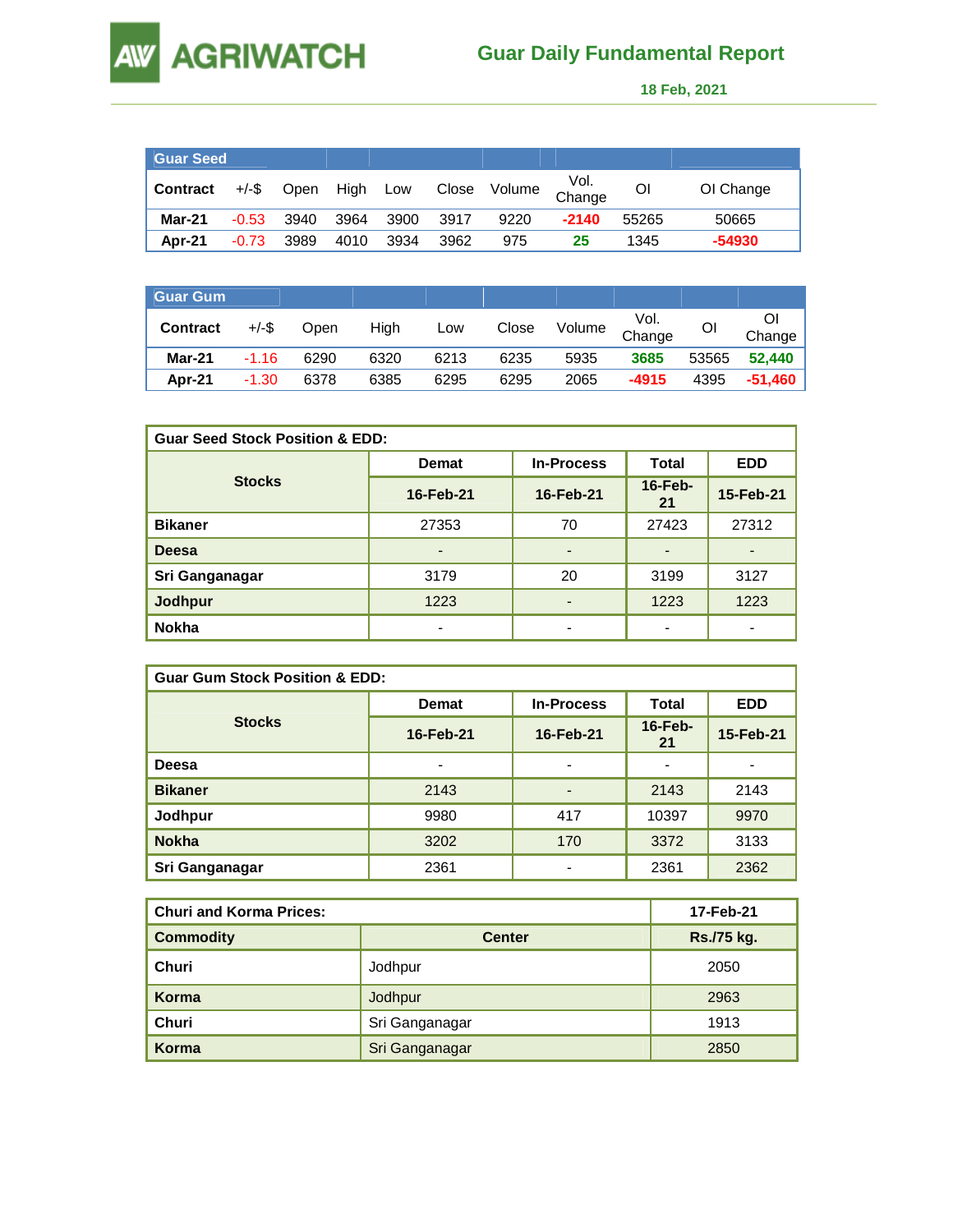# Guar Daily Fundamental Report

**18 Feb, 2021**

**Guar Seed**

| Contract | +/-$ | Open | High | Low | Close | Volume | Vol. Change | OI | OI Change |
|---|---|---|---|---|---|---|---|---|---|
| **Mar-21** | -0.53 | 3940 | 3964 | 3900 | 3917 | 9220 | **-2140** | 55265 | 50665 |
| **Apr-21** | -0.73 | 3989 | 4010 | 3934 | 3962 | 975 | **25** | 1345 | **-54930** |

**Guar Gum**

| Contract | +/-$ | Open | High | Low | Close | Volume | Vol. Change | OI | OI Change |
|---|---|---|---|---|---|---|---|---|---|
| **Mar-21** | -1.16 | 6290 | 6320 | 6213 | 6235 | 5935 | **3685** | 53565 | **52,440** |
| **Apr-21** | -1.30 | 6378 | 6385 | 6295 | 6295 | 2065 | **-4915** | 4395 | **-51,460** |

**Guar Seed Stock Position & EDD:**

| **Stocks** | **Demat** | **In-Process** | **Total** | **EDD** |
|---|---|---|---|---|
| | **16-Feb-21** | **16-Feb-21** | **16-Feb-21** | **15-Feb-21** |
| **Bikaner** | 27353 | 70 | 27423 | 27312 |
| **Deesa** | - | - | - | - |
| **Sri Ganganagar** | 3179 | 20 | 3199 | 3127 |
| **Jodhpur** | 1223 | - | 1223 | 1223 |
| **Nokha** | - | - | - | - |

**Guar Gum Stock Position & EDD:**

| **Stocks** | **Demat** | **In-Process** | **Total** | **EDD** |
|---|---|---|---|---|
| | **16-Feb-21** | **16-Feb-21** | **16-Feb-21** | **15-Feb-21** |
| **Deesa** | - | - | - | - |
| **Bikaner** | 2143 | - | 2143 | 2143 |
| **Jodhpur** | 9980 | 417 | 10397 | 9970 |
| **Nokha** | 3202 | 170 | 3372 | 3133 |
| **Sri Ganganagar** | 2361 | - | 2361 | 2362 |

**Churi and Korma Prices:**

| **Commodity** | **Center** | **17-Feb-21** |
|---|---|---|
| | | **Rs./75 kg.** |
| **Churi** | Jodhpur | 2050 |
| **Korma** | Jodhpur | 2963 |
| **Churi** | Sri Ganganagar | 1913 |
| **Korma** | Sri Ganganagar | 2850 |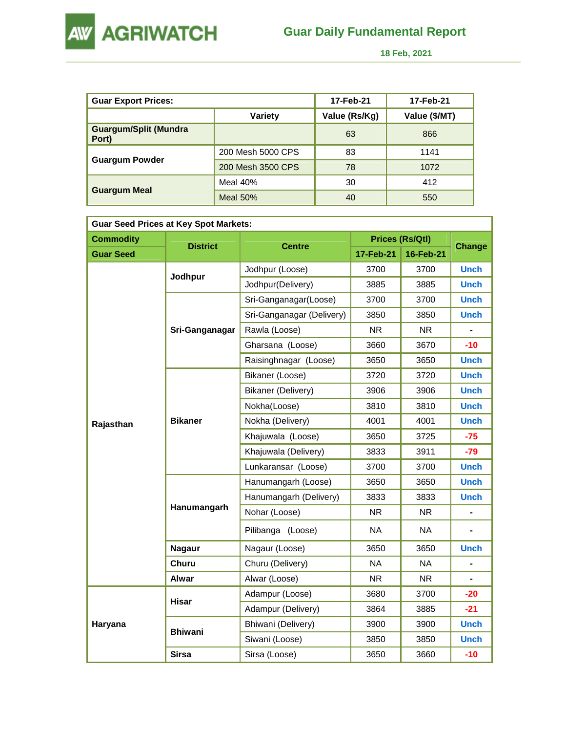# Guar Daily Fundamental Report

**18 Feb, 2021**

| Guar Export Prices: | | 17-Feb-21 | 17-Feb-21 |
|---|---|---|---|
| | Variety | Value (Rs/Kg) | Value ($/MT) |
| **Guargum/Split (Mundra Port)** | | 63 | 866 |
| **Guargum Powder** | 200 Mesh 5000 CPS | 83 | 1141 |
| | 200 Mesh 3500 CPS | 78 | 1072 |
| **Guargum Meal** | Meal 40% | 30 | 412 |
| | Meal 50% | 40 | 550 |

**Guar Seed Prices at Key Spot Markets:**

| Commodity / Guar Seed | District | Centre | Prices (Rs/Qtl) | | Change |
|---|---|---|---|---|---|
| | | | 17-Feb-21 | 16-Feb-21 | |
| Rajasthan | Jodhpur | Jodhpur (Loose) | 3700 | 3700 | Unch |
| | | Jodhpur(Delivery) | 3885 | 3885 | Unch |
| | Sri-Ganganagar | Sri-Ganganagar(Loose) | 3700 | 3700 | Unch |
| | | Sri-Ganganagar (Delivery) | 3850 | 3850 | Unch |
| | | Rawla (Loose) | NR | NR | - |
| | | Gharsana (Loose) | 3660 | 3670 | -10 |
| | | Raisinghnagar (Loose) | 3650 | 3650 | Unch |
| | Bikaner | Bikaner (Loose) | 3720 | 3720 | Unch |
| | | Bikaner (Delivery) | 3906 | 3906 | Unch |
| | | Nokha(Loose) | 3810 | 3810 | Unch |
| | | Nokha (Delivery) | 4001 | 4001 | Unch |
| | | Khajuwala (Loose) | 3650 | 3725 | -75 |
| | | Khajuwala (Delivery) | 3833 | 3911 | -79 |
| | | Lunkaransar (Loose) | 3700 | 3700 | Unch |
| | Hanumangarh | Hanumangarh (Loose) | 3650 | 3650 | Unch |
| | | Hanumangarh (Delivery) | 3833 | 3833 | Unch |
| | | Nohar (Loose) | NR | NR | - |
| | | Pilibanga (Loose) | NA | NA | - |
| | Nagaur | Nagaur (Loose) | 3650 | 3650 | Unch |
| | Churu | Churu (Delivery) | NA | NA | - |
| | Alwar | Alwar (Loose) | NR | NR | - |
| Haryana | Hisar | Adampur (Loose) | 3680 | 3700 | -20 |
| | | Adampur (Delivery) | 3864 | 3885 | -21 |
| | Bhiwani | Bhiwani (Delivery) | 3900 | 3900 | Unch |
| | | Siwani (Loose) | 3850 | 3850 | Unch |
| | Sirsa | Sirsa (Loose) | 3650 | 3660 | -10 |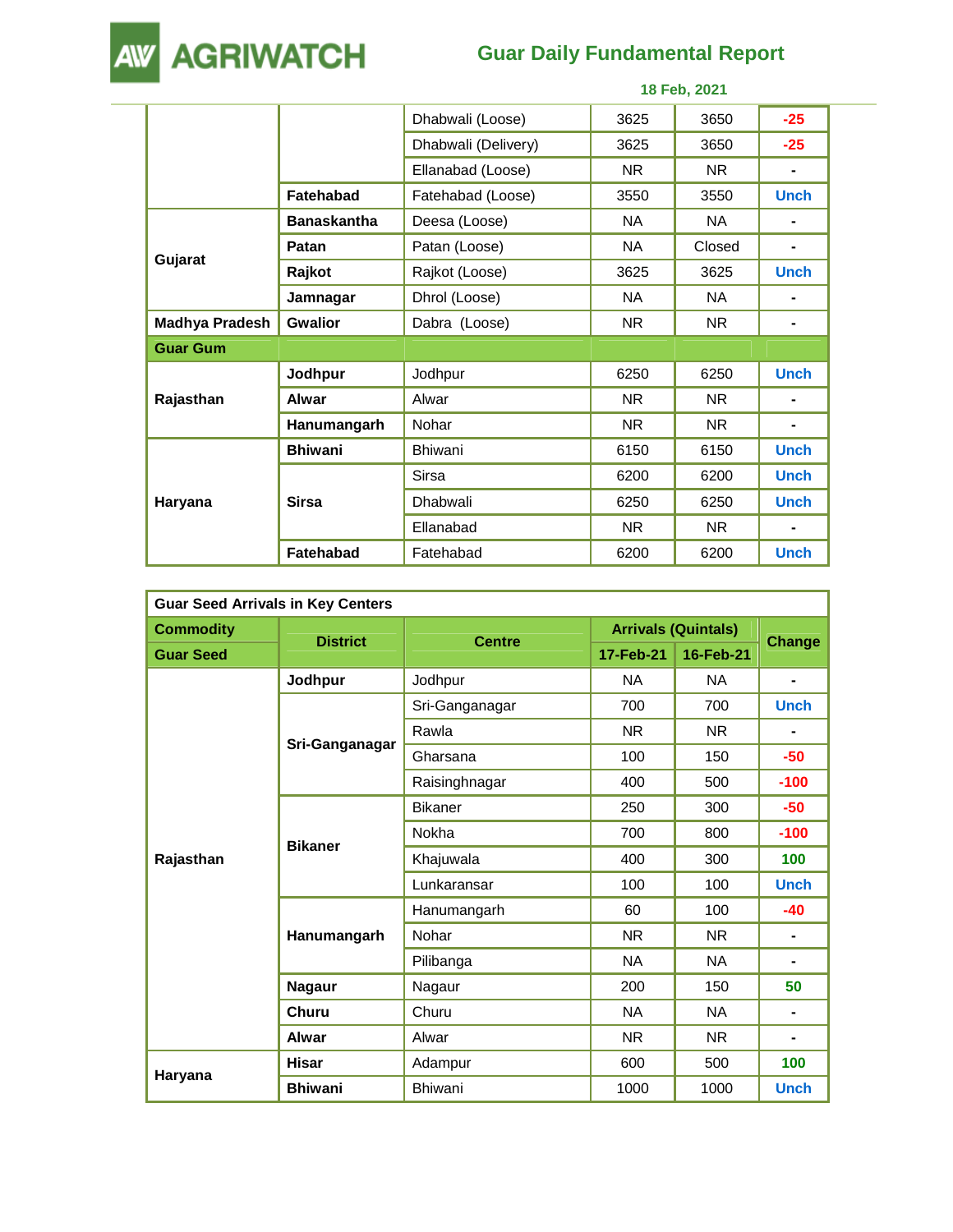| | | | | | |
|---|---|---|---|---|---|
| | | Dhabwali (Loose) | 3625 | 3650 | -25 |
| | | Dhabwali (Delivery) | 3625 | 3650 | -25 |
| | | Ellanabad (Loose) | NR | NR | - |
| | **Fatehabad** | Fatehabad (Loose) | 3550 | 3550 | Unch |
| **Gujarat** | **Banaskantha** | Deesa (Loose) | NA | NA | - |
| | **Patan** | Patan (Loose) | NA | Closed | - |
| | **Rajkot** | Rajkot (Loose) | 3625 | 3625 | Unch |
| | **Jamnagar** | Dhrol (Loose) | NA | NA | - |
| **Madhya Pradesh** | **Gwalior** | Dabra (Loose) | NR | NR | - |
| **Guar Gum** | | | | | |
| **Rajasthan** | **Jodhpur** | Jodhpur | 6250 | 6250 | Unch |
| | **Alwar** | Alwar | NR | NR | - |
| | **Hanumangarh** | Nohar | NR | NR | - |
| **Haryana** | **Bhiwani** | Bhiwani | 6150 | 6150 | Unch |
| | **Sirsa** | Sirsa | 6200 | 6200 | Unch |
| | | Dhabwali | 6250 | 6250 | Unch |
| | | Ellanabad | NR | NR | - |
| | **Fatehabad** | Fatehabad | 6200 | 6200 | Unch |

| **Guar Seed Arrivals in Key Centers** | | | | | |
|---|---|---|---|---|---|
| **Commodity** | **District** | **Centre** | **Arrivals (Quintals)** | | **Change** |
| **Guar Seed** | | | **17-Feb-21** | **16-Feb-21** | |
| **Rajasthan** | **Jodhpur** | Jodhpur | NA | NA | - |
| | **Sri-Ganganagar** | Sri-Ganganagar | 700 | 700 | Unch |
| | | Rawla | NR | NR | - |
| | | Gharsana | 100 | 150 | -50 |
| | | Raisinghnagar | 400 | 500 | -100 |
| | **Bikaner** | Bikaner | 250 | 300 | -50 |
| | | Nokha | 700 | 800 | -100 |
| | | Khajuwala | 400 | 300 | 100 |
| | | Lunkaransar | 100 | 100 | Unch |
| | **Hanumangarh** | Hanumangarh | 60 | 100 | -40 |
| | | Nohar | NR | NR | - |
| | | Pilibanga | NA | NA | - |
| | **Nagaur** | Nagaur | 200 | 150 | 50 |
| | **Churu** | Churu | NA | NA | - |
| | **Alwar** | Alwar | NR | NR | - |
| **Haryana** | **Hisar** | Adampur | 600 | 500 | 100 |
| | **Bhiwani** | Bhiwani | 1000 | 1000 | Unch |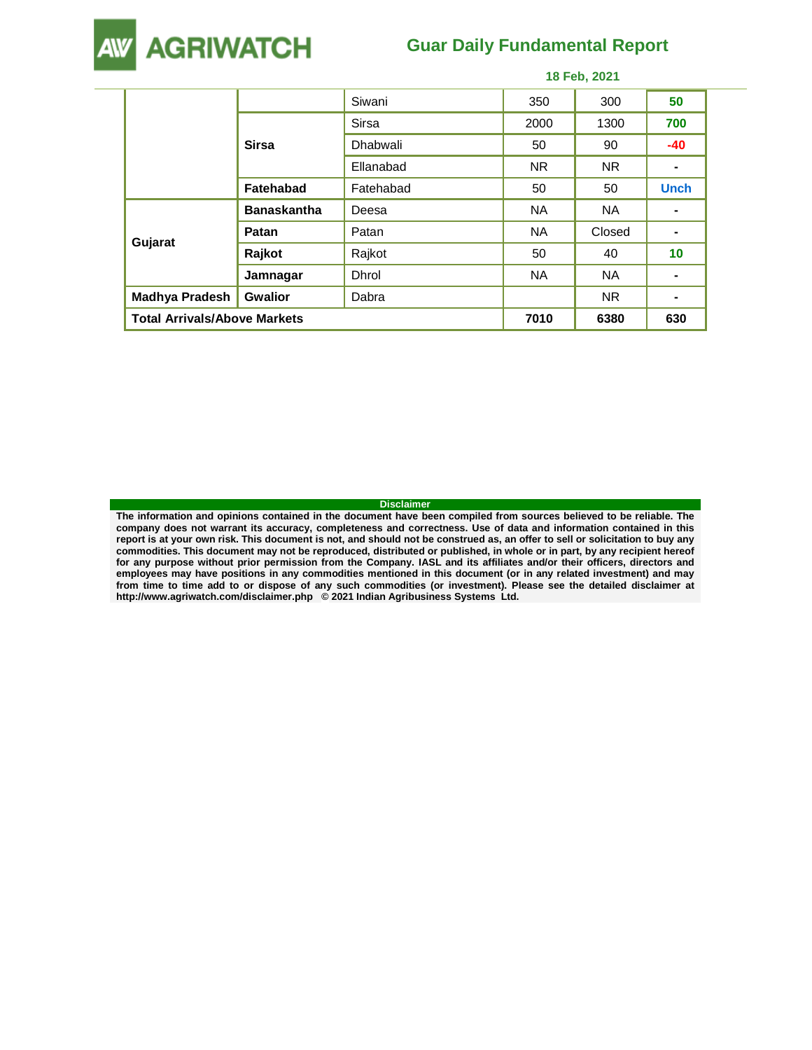| | | | | | |
|---|---|---|---|---|---|
| | | Siwani | 350 | 300 | 50 |
| | Sirsa | Sirsa | 2000 | 1300 | 700 |
| | | Dhabwali | 50 | 90 | -40 |
| | | Ellanabad | NR | NR | - |
| | Fatehabad | Fatehabad | 50 | 50 | Unch |
| Gujarat | Banaskantha | Deesa | NA | NA | - |
| | Patan | Patan | NA | Closed | - |
| | Rajkot | Rajkot | 50 | 40 | 10 |
| | Jamnagar | Dhrol | NA | NA | - |
| Madhya Pradesh | Gwalior | Dabra | | NR | - |
| **Total Arrivals/Above Markets** | | | **7010** | **6380** | **630** |

**Disclaimer**

**The information and opinions contained in the document have been compiled from sources believed to be reliable. The company does not warrant its accuracy, completeness and correctness. Use of data and information contained in this report is at your own risk. This document is not, and should not be construed as, an offer to sell or solicitation to buy any commodities. This document may not be reproduced, distributed or published, in whole or in part, by any recipient hereof for any purpose without prior permission from the Company. IASL and its affiliates and/or their officers, directors and employees may have positions in any commodities mentioned in this document (or in any related investment) and may from time to time add to or dispose of any such commodities (or investment). Please see the detailed disclaimer at http://www.agriwatch.com/disclaimer.php © 2021 Indian Agribusiness Systems Ltd.**